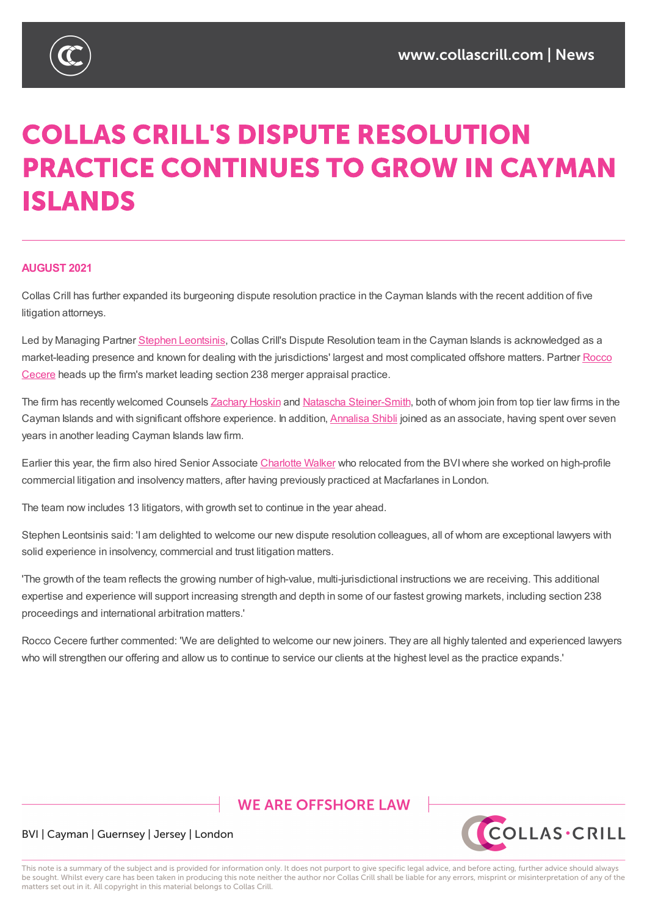# COLLAS CRILL'S DISPUTE RESOLUTION PRACTICE CONTINUES TO GROW IN CAYMAN ISLANDS

**AUGUST 2021**

Collas Crill has further expanded its burgeoning dispute resolution practice in the Cayman Islands with the recent addition of five litigation attorneys.

Led by Managing Partner Stephen Leontsinis, Collas Crill's Dispute Resolution team in the Cayman Islands is acknowledged as a market-leading presence and known for dealing with the jurisdictions' largest and most complicated offshore matters. Partner Rocco Cecere heads up the firm's market leading section 238 merger appraisal practice.

The firm has recently welcomed Counsels Zachary Hoskin and Natascha Steiner-Smith, both of whom join from top tier law firms in the Cayman Islands and with significant offshore experience. In addition, Annalisa Shibli joined as an associate, having spent over seven years in another leading Cayman Islands law firm.

Earlier this year, the firm also hired Senior Associate Charlotte Walker who relocated from the BVI where she worked on high-profile commercial litigation and insolvency matters, after having previously practiced at Macfarlanes in London.

The team now includes 13 litigators, with growth set to continue in the year ahead.

Stephen Leontsinis said: 'I am delighted to welcome our new dispute resolution colleagues, all of whom are exceptional lawyers with solid experience in insolvency, commercial and trust litigation matters.

'The growth of the team reflects the growing number of high-value, multi-jurisdictional instructions we are receiving. This additional expertise and experience will support increasing strength and depth in some of our fastest growing markets, including section 238 proceedings and international arbitration matters.'

Rocco Cecere further commented: 'We are delighted to welcome our new joiners. They are all highly talented and experienced lawyers who will strengthen our offering and allow us to continue to service our clients at the highest level as the practice expands.'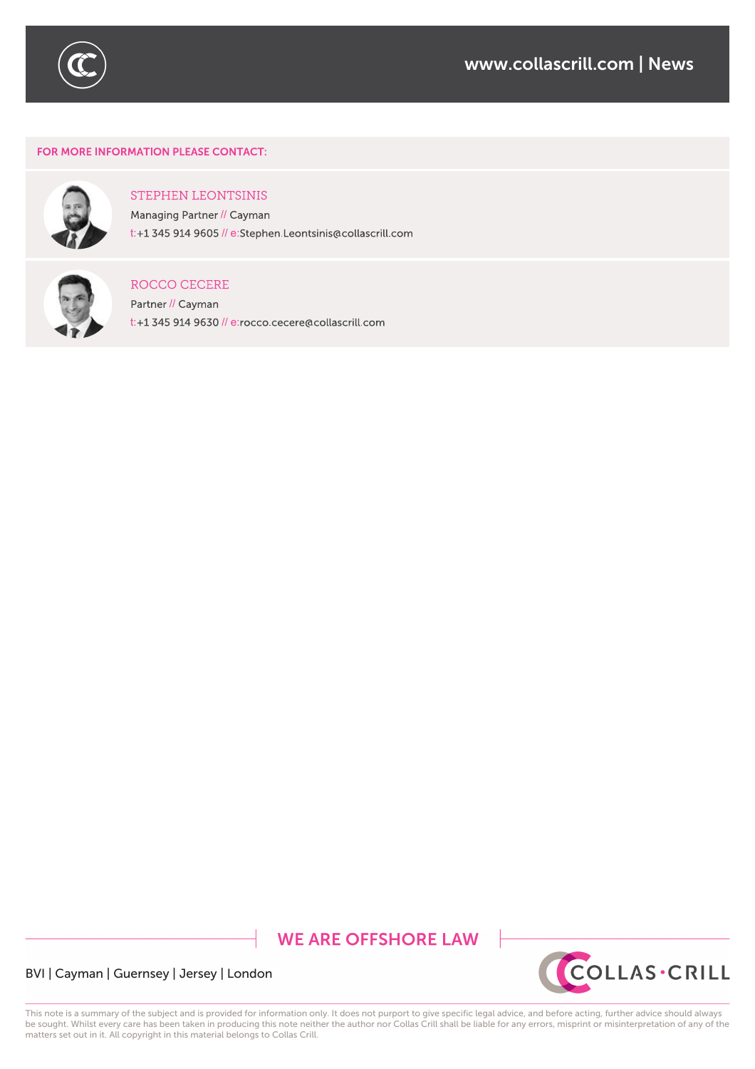**FOR MORE INFORMATION PLEASE CONTACT:**

STEPHEN LEONTSINIS
Managing Partner // Cayman
t:+1 345 914 9605 // e:Stephen.Leontsinis@collascrill.com

ROCCO CECERE
Partner // Cayman
t:+1 345 914 9630 // e:rocco.cecere@collascrill.com

WE ARE OFFSHORE LAW

BVI | Cayman | Guernsey | Jersey | London

This note is a summary of the subject and is provided for information only. It does not purport to give specific legal advice, and before acting, further advice should always be sought. Whilst every care has been taken in producing this note neither the author nor Collas Crill shall be liable for any errors, misprint or misinterpretation of any of the matters set out in it. All copyright in this material belongs to Collas Crill.